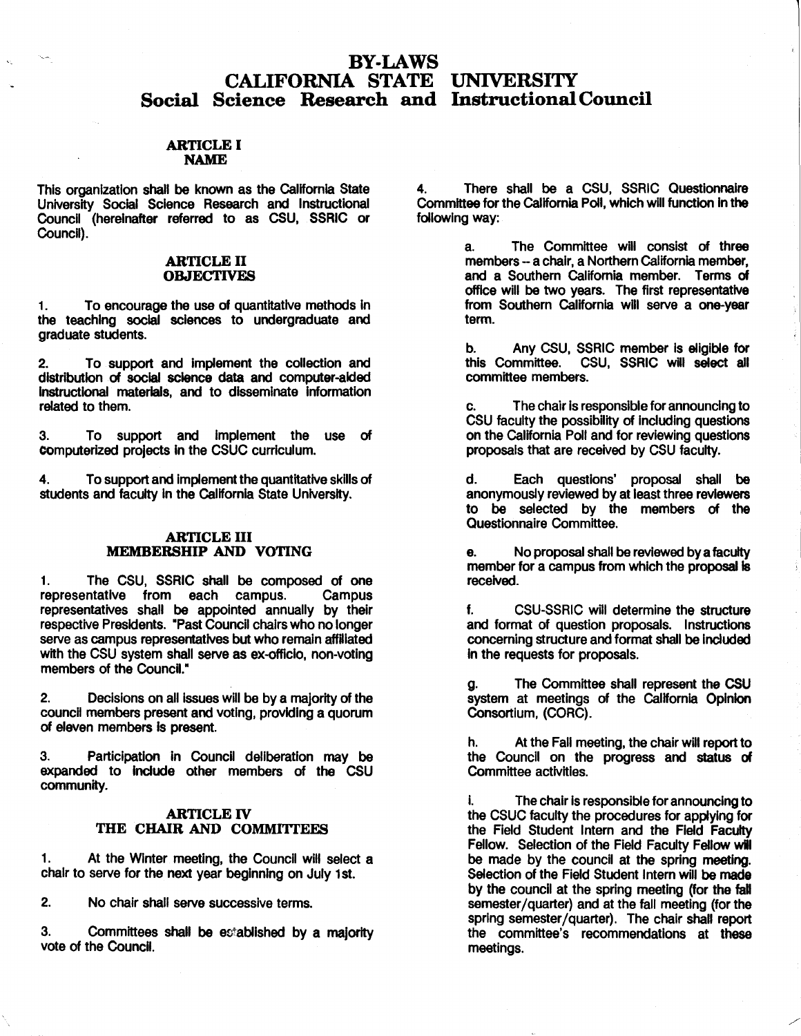# BY-LAWS
# CALIFORNIA STATE UNIVERSITY
## Social Science Research and Instructional Council

### ARTICLE I
### NAME

This organization shall be known as the California State University Social Science Research and Instructional Council (hereinafter referred to as CSU, SSRIC or Council).

### ARTICLE II
### OBJECTIVES

1. To encourage the use of quantitative methods in the teaching social sciences to undergraduate and graduate students.

2. To support and implement the collection and distribution of social science data and computer-aided instructional materials, and to disseminate information related to them.

3. To support and implement the use of computerized projects in the CSUC curriculum.

4. To support and implement the quantitative skills of students and faculty in the California State University.

### ARTICLE III
### MEMBERSHIP AND VOTING

1. The CSU, SSRIC shall be composed of one representative from each campus. Campus representatives shall be appointed annually by their respective Presidents. "Past Council chairs who no longer serve as campus representatives but who remain affiliated with the CSU system shall serve as ex-officio, non-voting members of the Council."

2. Decisions on all issues will be by a majority of the council members present and voting, providing a quorum of eleven members is present.

3. Participation in Council deliberation may be expanded to include other members of the CSU community.

### ARTICLE IV
### THE CHAIR AND COMMITTEES

1. At the Winter meeting, the Council will select a chair to serve for the next year beginning on July 1st.

2. No chair shall serve successive terms.

3. Committees shall be established by a majority vote of the Council.

4. There shall be a CSU, SSRIC Questionnaire Committee for the California Poll, which will function in the following way:

   a. The Committee will consist of three members -- a chair, a Northern California member, and a Southern California member. Terms of office will be two years. The first representative from Southern California will serve a one-year term.

   b. Any CSU, SSRIC member is eligible for this Committee. CSU, SSRIC will select all committee members.

   c. The chair is responsible for announcing to CSU faculty the possibility of including questions on the California Poll and for reviewing questions proposals that are received by CSU faculty.

   d. Each questions' proposal shall be anonymously reviewed by at least three reviewers to be selected by the members of the Questionnaire Committee.

   e. No proposal shall be reviewed by a faculty member for a campus from which the proposal is received.

   f. CSU-SSRIC will determine the structure and format of question proposals. Instructions concerning structure and format shall be included in the requests for proposals.

   g. The Committee shall represent the CSU system at meetings of the California Opinion Consortium, (CORC).

   h. At the Fall meeting, the chair will report to the Council on the progress and status of Committee activities.

   i. The chair is responsible for announcing to the CSUC faculty the procedures for applying for the Field Student Intern and the Field Faculty Fellow. Selection of the Field Faculty Fellow will be made by the council at the spring meeting. Selection of the Field Student Intern will be made by the council at the spring meeting (for the fall semester/quarter) and at the fall meeting (for the spring semester/quarter). The chair shall report the committee's recommendations at these meetings.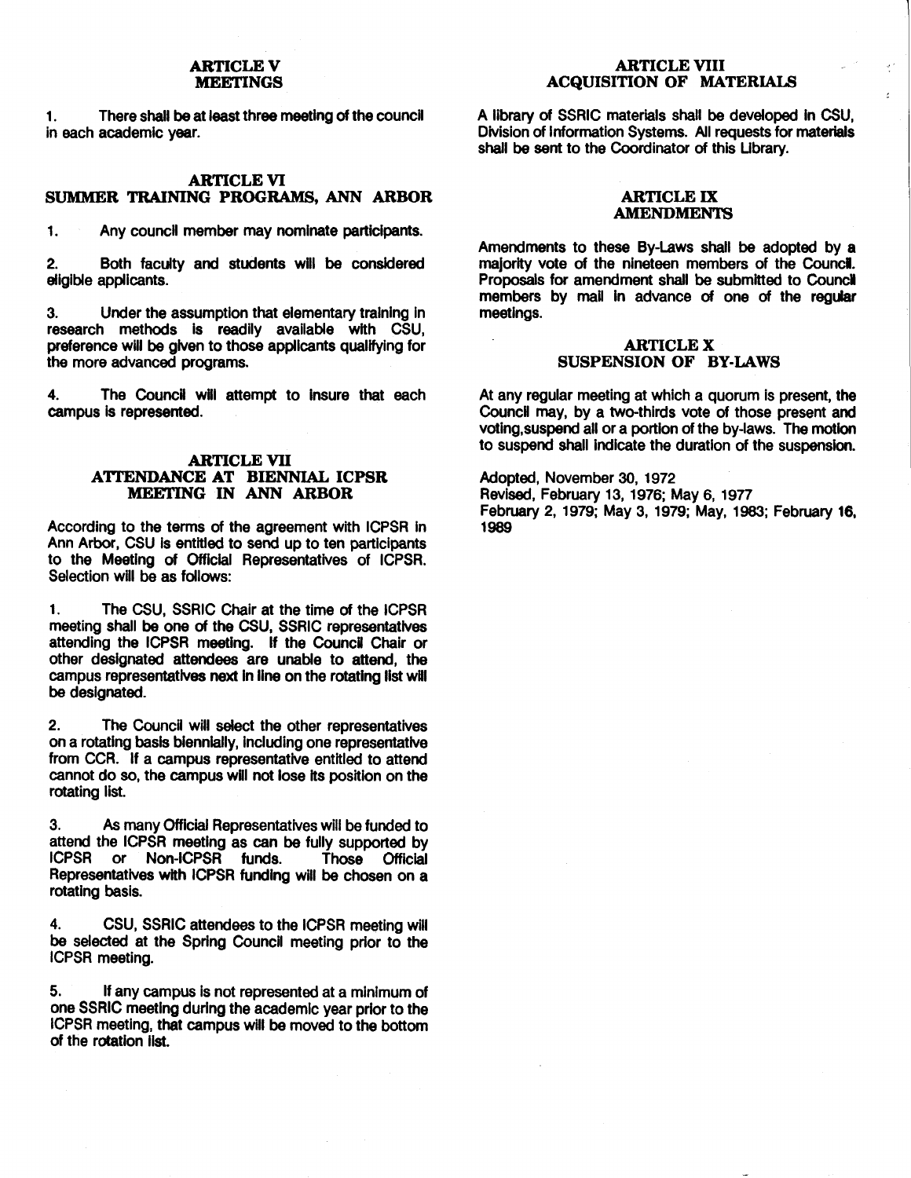## ARTICLE V
## MEETINGS

1. There shall be at least three meeting of the council in each academic year.

## ARTICLE VI
## SUMMER TRAINING PROGRAMS, ANN ARBOR

1. Any council member may nominate participants.

2. Both faculty and students will be considered eligible applicants.

3. Under the assumption that elementary training in research methods is readily available with CSU, preference will be given to those applicants qualifying for the more advanced programs.

4. The Council will attempt to insure that each campus is represented.

## ARTICLE VII
## ATTENDANCE AT BIENNIAL ICPSR MEETING IN ANN ARBOR

According to the terms of the agreement with ICPSR in Ann Arbor, CSU is entitled to send up to ten participants to the Meeting of Official Representatives of ICPSR. Selection will be as follows:

1. The CSU, SSRIC Chair at the time of the ICPSR meeting shall be one of the CSU, SSRIC representatives attending the ICPSR meeting. If the Council Chair or other designated attendees are unable to attend, the campus representatives next in line on the rotating list will be designated.

2. The Council will select the other representatives on a rotating basis biennially, including one representative from CCR. If a campus representative entitled to attend cannot do so, the campus will not lose its position on the rotating list.

3. As many Official Representatives will be funded to attend the ICPSR meeting as can be fully supported by ICPSR or Non-ICPSR funds. Those Official Representatives with ICPSR funding will be chosen on a rotating basis.

4. CSU, SSRIC attendees to the ICPSR meeting will be selected at the Spring Council meeting prior to the ICPSR meeting.

5. If any campus is not represented at a minimum of one SSRIC meeting during the academic year prior to the ICPSR meeting, that campus will be moved to the bottom of the rotation list.

## ARTICLE VIII
## ACQUISITION OF MATERIALS

A library of SSRIC materials shall be developed in CSU, Division of Information Systems. All requests for materials shall be sent to the Coordinator of this Library.

## ARTICLE IX
## AMENDMENTS

Amendments to these By-Laws shall be adopted by a majority vote of the nineteen members of the Council. Proposals for amendment shall be submitted to Council members by mail in advance of one of the regular meetings.

## ARTICLE X
## SUSPENSION OF BY-LAWS

At any regular meeting at which a quorum is present, the Council may, by a two-thirds vote of those present and voting,suspend all or a portion of the by-laws. The motion to suspend shall indicate the duration of the suspension.

Adopted, November 30, 1972
Revised, February 13, 1976; May 6, 1977
February 2, 1979; May 3, 1979; May, 1983; February 16, 1989